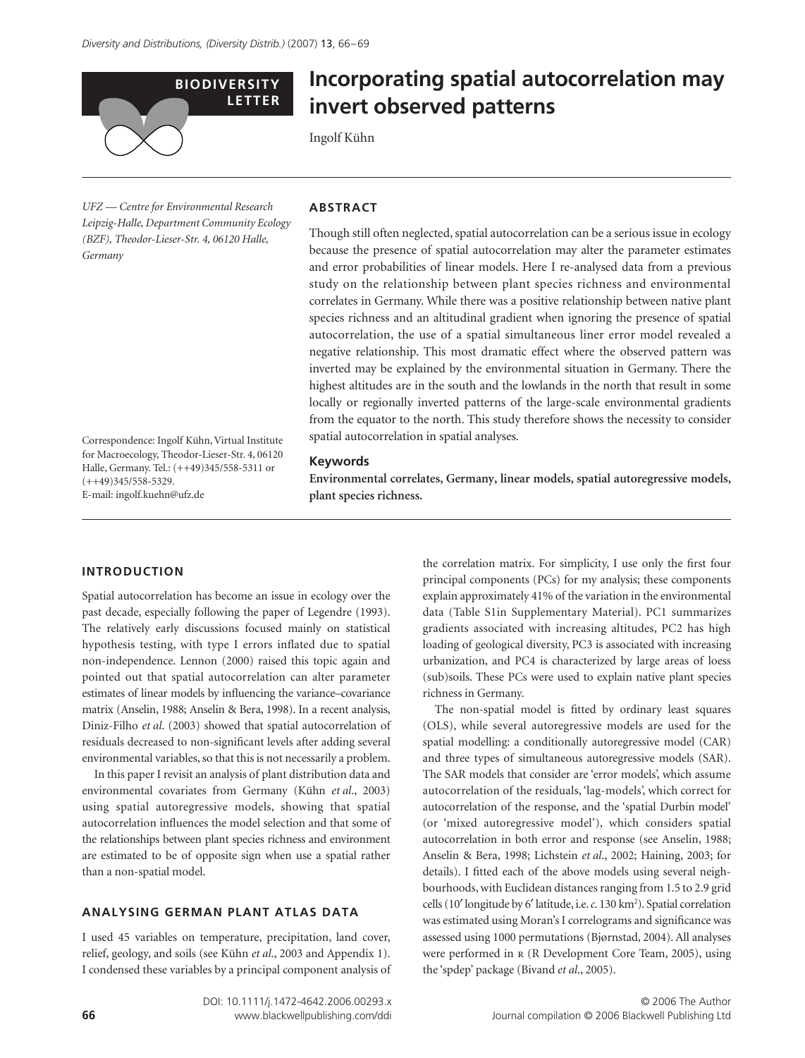BIODIVERSITY LETTER

# Incorporating spatial autocorrelation may invert observed patterns

Ingolf Kühn

*UFZ — Centre for Environmental Research Leipzig-Halle, Department Community Ecology (BZF), Theodor-Lieser-Str. 4, 06120 Halle, Germany*

Correspondence: Ingolf Kühn, Virtual Institute for Macroecology, Theodor-Lieser-Str. 4, 06120 Halle, Germany. Tel.: (++49)345/558-5311 or (++49)345/558-5329.
E-mail: ingolf.kuehn@ufz.de

## ABSTRACT

Though still often neglected, spatial autocorrelation can be a serious issue in ecology because the presence of spatial autocorrelation may alter the parameter estimates and error probabilities of linear models. Here I re-analysed data from a previous study on the relationship between plant species richness and environmental correlates in Germany. While there was a positive relationship between native plant species richness and an altitudinal gradient when ignoring the presence of spatial autocorrelation, the use of a spatial simultaneous liner error model revealed a negative relationship. This most dramatic effect where the observed pattern was inverted may be explained by the environmental situation in Germany. There the highest altitudes are in the south and the lowlands in the north that result in some locally or regionally inverted patterns of the large-scale environmental gradients from the equator to the north. This study therefore shows the necessity to consider spatial autocorrelation in spatial analyses.

### Keywords

**Environmental correlates, Germany, linear models, spatial autoregressive models, plant species richness.**

## INTRODUCTION

Spatial autocorrelation has become an issue in ecology over the past decade, especially following the paper of Legendre (1993). The relatively early discussions focused mainly on statistical hypothesis testing, with type I errors inflated due to spatial non-independence. Lennon (2000) raised this topic again and pointed out that spatial autocorrelation can alter parameter estimates of linear models by influencing the variance–covariance matrix (Anselin, 1988; Anselin & Bera, 1998). In a recent analysis, Diniz-Filho *et al*. (2003) showed that spatial autocorrelation of residuals decreased to non-significant levels after adding several environmental variables, so that this is not necessarily a problem.

In this paper I revisit an analysis of plant distribution data and environmental covariates from Germany (Kühn *et al*., 2003) using spatial autoregressive models, showing that spatial autocorrelation influences the model selection and that some of the relationships between plant species richness and environment are estimated to be of opposite sign when use a spatial rather than a non-spatial model.

## ANALYSING GERMAN PLANT ATLAS DATA

I used 45 variables on temperature, precipitation, land cover, relief, geology, and soils (see Kühn *et al*., 2003 and Appendix 1). I condensed these variables by a principal component analysis of the correlation matrix. For simplicity, I use only the first four principal components (PCs) for my analysis; these components explain approximately 41% of the variation in the environmental data (Table S1in Supplementary Material). PC1 summarizes gradients associated with increasing altitudes, PC2 has high loading of geological diversity, PC3 is associated with increasing urbanization, and PC4 is characterized by large areas of loess (sub)soils. These PCs were used to explain native plant species richness in Germany.

The non-spatial model is fitted by ordinary least squares (OLS), while several autoregressive models are used for the spatial modelling: a conditionally autoregressive model (CAR) and three types of simultaneous autoregressive models (SAR). The SAR models that consider are 'error models', which assume autocorrelation of the residuals, 'lag-models', which correct for autocorrelation of the response, and the 'spatial Durbin model' (or 'mixed autoregressive model'), which considers spatial autocorrelation in both error and response (see Anselin, 1988; Anselin & Bera, 1998; Lichstein *et al*., 2002; Haining, 2003; for details). I fitted each of the above models using several neighbourhoods, with Euclidean distances ranging from 1.5 to 2.9 grid cells (10′ longitude by 6′ latitude, i.e. *c*. 130 km²). Spatial correlation was estimated using Moran's I correlograms and significance was assessed using 1000 permutations (Bjørnstad, 2004). All analyses were performed in R (R Development Core Team, 2005), using the 'spdep' package (Bivand *et al*., 2005).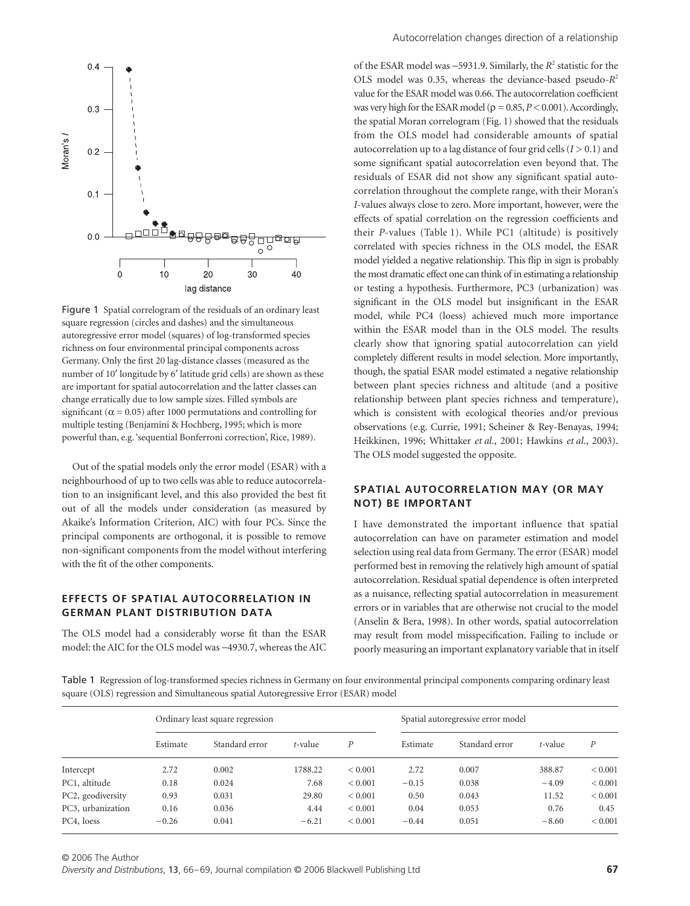Figure 1 Spatial correlogram of the residuals of an ordinary least square regression (circles and dashes) and the simultaneous autoregressive error model (squares) of log-transformed species richness on four environmental principal components across Germany. Only the first 20 lag-distance classes (measured as the number of 10′ longitude by 6′ latitude grid cells) are shown as these are important for spatial autocorrelation and the latter classes can change erratically due to low sample sizes. Filled symbols are significant ($\alpha = 0.05$) after 1000 permutations and controlling for multiple testing (Benjamini & Hochberg, 1995; which is more powerful than, e.g. 'sequential Bonferroni correction', Rice, 1989).

Out of the spatial models only the error model (ESAR) with a neighbourhood of up to two cells was able to reduce autocorrelation to an insignificant level, and this also provided the best fit out of all the models under consideration (as measured by Akaike's Information Criterion, AIC) with four PCs. Since the principal components are orthogonal, it is possible to remove non-significant components from the model without interfering with the fit of the other components.

## EFFECTS OF SPATIAL AUTOCORRELATION IN GERMAN PLANT DISTRIBUTION DATA

The OLS model had a considerably worse fit than the ESAR model: the AIC for the OLS model was −4930.7, whereas the AIC of the ESAR model was −5931.9. Similarly, the $R^2$ statistic for the OLS model was 0.35, whereas the deviance-based pseudo-$R^2$ value for the ESAR model was 0.66. The autocorrelation coefficient was very high for the ESAR model ($\rho = 0.85$, $P < 0.001$). Accordingly, the spatial Moran correlogram (Fig. 1) showed that the residuals from the OLS model had considerable amounts of spatial autocorrelation up to a lag distance of four grid cells ($I > 0.1$) and some significant spatial autocorrelation even beyond that. The residuals of ESAR did not show any significant spatial autocorrelation throughout the complete range, with their Moran's $I$-values always close to zero. More important, however, were the effects of spatial correlation on the regression coefficients and their $P$-values (Table 1). While PC1 (altitude) is positively correlated with species richness in the OLS model, the ESAR model yielded a negative relationship. This flip in sign is probably the most dramatic effect one can think of in estimating a relationship or testing a hypothesis. Furthermore, PC3 (urbanization) was significant in the OLS model but insignificant in the ESAR model, while PC4 (loess) achieved much more importance within the ESAR model than in the OLS model. The results clearly show that ignoring spatial autocorrelation can yield completely different results in model selection. More importantly, though, the spatial ESAR model estimated a negative relationship between plant species richness and altitude (and a positive relationship between plant species richness and temperature), which is consistent with ecological theories and/or previous observations (e.g. Currie, 1991; Scheiner & Rey-Benayas, 1994; Heikkinen, 1996; Whittaker *et al.*, 2001; Hawkins *et al.*, 2003). The OLS model suggested the opposite.

## SPATIAL AUTOCORRELATION MAY (OR MAY NOT) BE IMPORTANT

I have demonstrated the important influence that spatial autocorrelation can have on parameter estimation and model selection using real data from Germany. The error (ESAR) model performed best in removing the relatively high amount of spatial autocorrelation. Residual spatial dependence is often interpreted as a nuisance, reflecting spatial autocorrelation in measurement errors or in variables that are otherwise not crucial to the model (Anselin & Bera, 1998). In other words, spatial autocorrelation may result from model misspecification. Failing to include or poorly measuring an important explanatory variable that in itself

Table 1 Regression of log-transformed species richness in Germany on four environmental principal components comparing ordinary least square (OLS) regression and Simultaneous spatial Autoregressive Error (ESAR) model

| | Ordinary least square regression | | | | Spatial autoregressive error model | | | |
|---|---|---|---|---|---|---|---|---|
| | Estimate | Standard error | $t$-value | $P$ | Estimate | Standard error | $t$-value | $P$ |
| Intercept | 2.72 | 0.002 | 1788.22 | < 0.001 | 2.72 | 0.007 | 388.87 | < 0.001 |
| PC1, altitude | 0.18 | 0.024 | 7.68 | < 0.001 | −0.15 | 0.038 | −4.09 | < 0.001 |
| PC2, geodiversity | 0.93 | 0.031 | 29.80 | < 0.001 | 0.50 | 0.043 | 11.52 | < 0.001 |
| PC3, urbanization | 0.16 | 0.036 | 4.44 | < 0.001 | 0.04 | 0.053 | 0.76 | 0.45 |
| PC4, loess | −0.26 | 0.041 | −6.21 | < 0.001 | −0.44 | 0.051 | −8.60 | < 0.001 |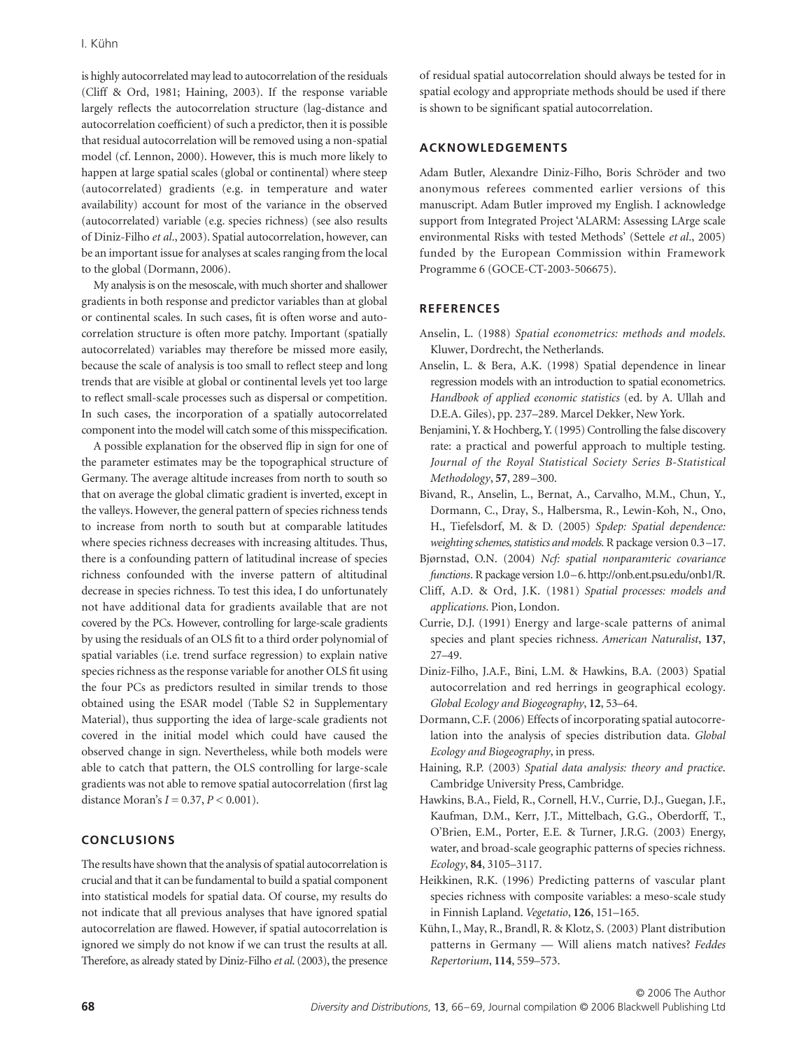is highly autocorrelated may lead to autocorrelation of the residuals (Cliff & Ord, 1981; Haining, 2003). If the response variable largely reflects the autocorrelation structure (lag-distance and autocorrelation coefficient) of such a predictor, then it is possible that residual autocorrelation will be removed using a non-spatial model (cf. Lennon, 2000). However, this is much more likely to happen at large spatial scales (global or continental) where steep (autocorrelated) gradients (e.g. in temperature and water availability) account for most of the variance in the observed (autocorrelated) variable (e.g. species richness) (see also results of Diniz-Filho *et al*., 2003). Spatial autocorrelation, however, can be an important issue for analyses at scales ranging from the local to the global (Dormann, 2006).

My analysis is on the mesoscale, with much shorter and shallower gradients in both response and predictor variables than at global or continental scales. In such cases, fit is often worse and autocorrelation structure is often more patchy. Important (spatially autocorrelated) variables may therefore be missed more easily, because the scale of analysis is too small to reflect steep and long trends that are visible at global or continental levels yet too large to reflect small-scale processes such as dispersal or competition. In such cases, the incorporation of a spatially autocorrelated component into the model will catch some of this misspecification.

A possible explanation for the observed flip in sign for one of the parameter estimates may be the topographical structure of Germany. The average altitude increases from north to south so that on average the global climatic gradient is inverted, except in the valleys. However, the general pattern of species richness tends to increase from north to south but at comparable latitudes where species richness decreases with increasing altitudes. Thus, there is a confounding pattern of latitudinal increase of species richness confounded with the inverse pattern of altitudinal decrease in species richness. To test this idea, I do unfortunately not have additional data for gradients available that are not covered by the PCs. However, controlling for large-scale gradients by using the residuals of an OLS fit to a third order polynomial of spatial variables (i.e. trend surface regression) to explain native species richness as the response variable for another OLS fit using the four PCs as predictors resulted in similar trends to those obtained using the ESAR model (Table S2 in Supplementary Material), thus supporting the idea of large-scale gradients not covered in the initial model which could have caused the observed change in sign. Nevertheless, while both models were able to catch that pattern, the OLS controlling for large-scale gradients was not able to remove spatial autocorrelation (first lag distance Moran's $I = 0.37$, $P < 0.001$).

## CONCLUSIONS

The results have shown that the analysis of spatial autocorrelation is crucial and that it can be fundamental to build a spatial component into statistical models for spatial data. Of course, my results do not indicate that all previous analyses that have ignored spatial autocorrelation are flawed. However, if spatial autocorrelation is ignored we simply do not know if we can trust the results at all. Therefore, as already stated by Diniz-Filho *et al*. (2003), the presence of residual spatial autocorrelation should always be tested for in spatial ecology and appropriate methods should be used if there is shown to be significant spatial autocorrelation.

## ACKNOWLEDGEMENTS

Adam Butler, Alexandre Diniz-Filho, Boris Schröder and two anonymous referees commented earlier versions of this manuscript. Adam Butler improved my English. I acknowledge support from Integrated Project 'ALARM: Assessing LArge scale environmental Risks with tested Methods' (Settele *et al*., 2005) funded by the European Commission within Framework Programme 6 (GOCE-CT-2003-506675).

## REFERENCES

Anselin, L. (1988) *Spatial econometrics: methods and models*. Kluwer, Dordrecht, the Netherlands.

Anselin, L. & Bera, A.K. (1998) Spatial dependence in linear regression models with an introduction to spatial econometrics. *Handbook of applied economic statistics* (ed. by A. Ullah and D.E.A. Giles), pp. 237–289. Marcel Dekker, New York.

Benjamini, Y. & Hochberg, Y. (1995) Controlling the false discovery rate: a practical and powerful approach to multiple testing. *Journal of the Royal Statistical Society Series B-Statistical Methodology*, **57**, 289–300.

Bivand, R., Anselin, L., Bernat, A., Carvalho, M.M., Chun, Y., Dormann, C., Dray, S., Halbersma, R., Lewin-Koh, N., Ono, H., Tiefelsdorf, M. & D. (2005) *Spdep: Spatial dependence: weighting schemes, statistics and models*. R package version 0.3–17.

Bjørnstad, O.N. (2004) *Ncf: spatial nonparamteric covariance functions*. R package version 1.0–6. http://onb.ent.psu.edu/onb1/R.

Cliff, A.D. & Ord, J.K. (1981) *Spatial processes: models and applications*. Pion, London.

Currie, D.J. (1991) Energy and large-scale patterns of animal species and plant species richness. *American Naturalist*, **137**, 27–49.

Diniz-Filho, J.A.F., Bini, L.M. & Hawkins, B.A. (2003) Spatial autocorrelation and red herrings in geographical ecology. *Global Ecology and Biogeography*, **12**, 53–64.

Dormann, C.F. (2006) Effects of incorporating spatial autocorrelation into the analysis of species distribution data. *Global Ecology and Biogeography*, in press.

Haining, R.P. (2003) *Spatial data analysis: theory and practice*. Cambridge University Press, Cambridge.

Hawkins, B.A., Field, R., Cornell, H.V., Currie, D.J., Guegan, J.F., Kaufman, D.M., Kerr, J.T., Mittelbach, G.G., Oberdorff, T., O'Brien, E.M., Porter, E.E. & Turner, J.R.G. (2003) Energy, water, and broad-scale geographic patterns of species richness. *Ecology*, **84**, 3105–3117.

Heikkinen, R.K. (1996) Predicting patterns of vascular plant species richness with composite variables: a meso-scale study in Finnish Lapland. *Vegetatio*, **126**, 151–165.

Kühn, I., May, R., Brandl, R. & Klotz, S. (2003) Plant distribution patterns in Germany — Will aliens match natives? *Feddes Repertorium*, **114**, 559–573.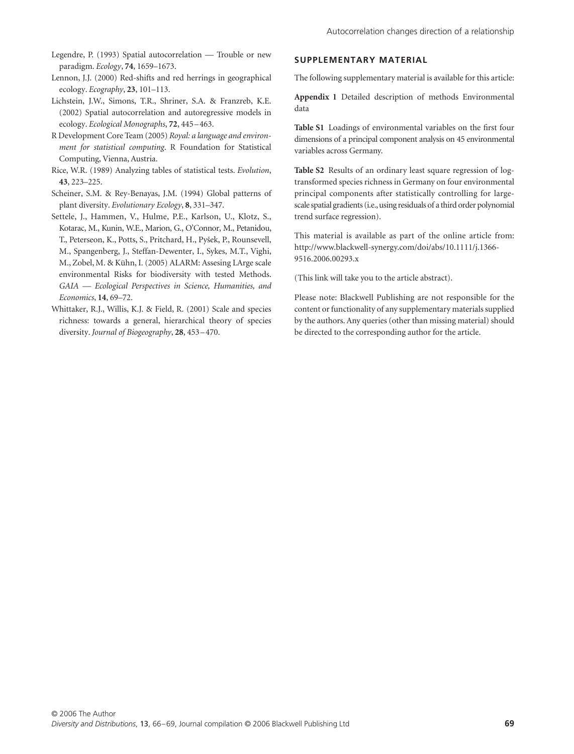Legendre, P. (1993) Spatial autocorrelation — Trouble or new paradigm. *Ecology*, **74**, 1659–1673.

Lennon, J.J. (2000) Red-shifts and red herrings in geographical ecology. *Ecography*, **23**, 101–113.

Lichstein, J.W., Simons, T.R., Shriner, S.A. & Franzreb, K.E. (2002) Spatial autocorrelation and autoregressive models in ecology. *Ecological Monographs*, **72**, 445–463.

R Development Core Team (2005) *Royal: a language and environment for statistical computing*. R Foundation for Statistical Computing, Vienna, Austria.

Rice, W.R. (1989) Analyzing tables of statistical tests. *Evolution*, **43**, 223–225.

Scheiner, S.M. & Rey-Benayas, J.M. (1994) Global patterns of plant diversity. *Evolutionary Ecology*, **8**, 331–347.

Settele, J., Hammen, V., Hulme, P.E., Karlson, U., Klotz, S., Kotarac, M., Kunin, W.E., Marion, G., O'Connor, M., Petanidou, T., Peterseon, K., Potts, S., Pritchard, H., Pyšek, P., Rounsevell, M., Spangenberg, J., Steffan-Dewenter, I., Sykes, M.T., Vighi, M., Zobel, M. & Kühn, I. (2005) ALARM: Assesing LArge scale environmental Risks for biodiversity with tested Methods. *GAIA — Ecological Perspectives in Science, Humanities, and Economics*, **14**, 69–72.

Whittaker, R.J., Willis, K.J. & Field, R. (2001) Scale and species richness: towards a general, hierarchical theory of species diversity. *Journal of Biogeography*, **28**, 453–470.

## SUPPLEMENTARY MATERIAL

The following supplementary material is available for this article:

**Appendix 1** Detailed description of methods Environmental data

**Table S1** Loadings of environmental variables on the first four dimensions of a principal component analysis on 45 environmental variables across Germany.

**Table S2** Results of an ordinary least square regression of log-transformed species richness in Germany on four environmental principal components after statistically controlling for large-scale spatial gradients (i.e., using residuals of a third order polynomial trend surface regression).

This material is available as part of the online article from: http://www.blackwell-synergy.com/doi/abs/10.1111/j.1366-9516.2006.00293.x

(This link will take you to the article abstract).

Please note: Blackwell Publishing are not responsible for the content or functionality of any supplementary materials supplied by the authors. Any queries (other than missing material) should be directed to the corresponding author for the article.